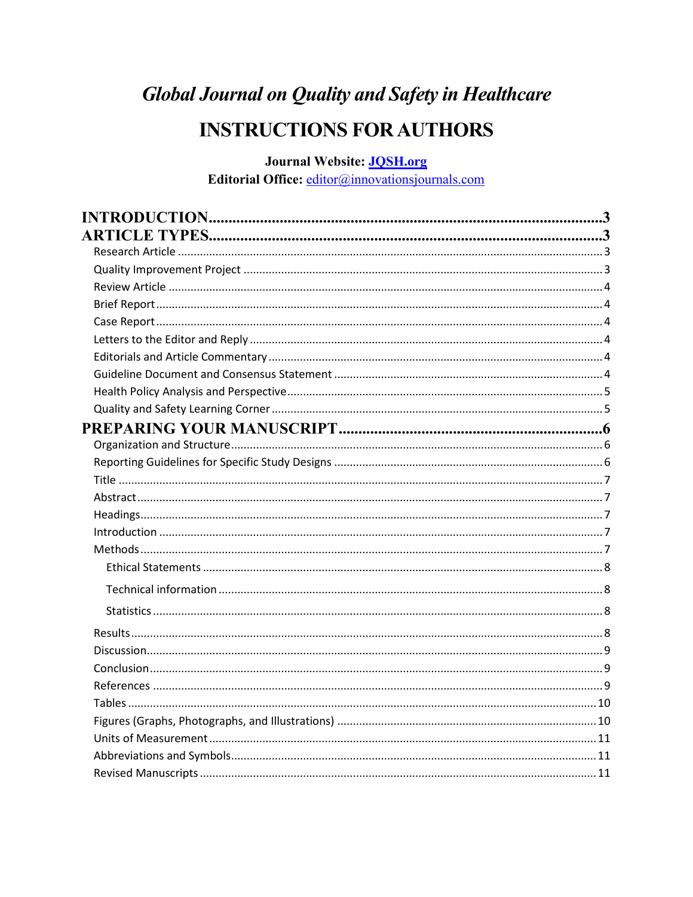# *Global Journal on Quality and Safety in Healthcare*

# INSTRUCTIONS FOR AUTHORS

**Journal Website: JQSH.org**
**Editorial Office:** editor@innovationsjournals.com

**INTRODUCTION** ........ 3
**ARTICLE TYPES** ........ 3
- Research Article ........ 3
- Quality Improvement Project ........ 3
- Review Article ........ 4
- Brief Report ........ 4
- Case Report ........ 4
- Letters to the Editor and Reply ........ 4
- Editorials and Article Commentary ........ 4
- Guideline Document and Consensus Statement ........ 4
- Health Policy Analysis and Perspective ........ 5
- Quality and Safety Learning Corner ........ 5

**PREPARING YOUR MANUSCRIPT** ........ 6
- Organization and Structure ........ 6
- Reporting Guidelines for Specific Study Designs ........ 6
- Title ........ 7
- Abstract ........ 7
- Headings ........ 7
- Introduction ........ 7
- Methods ........ 7
  - Ethical Statements ........ 8
  - Technical information ........ 8
  - Statistics ........ 8
- Results ........ 8
- Discussion ........ 9
- Conclusion ........ 9
- References ........ 9
- Tables ........ 10
- Figures (Graphs, Photographs, and Illustrations) ........ 10
- Units of Measurement ........ 11
- Abbreviations and Symbols ........ 11
- Revised Manuscripts ........ 11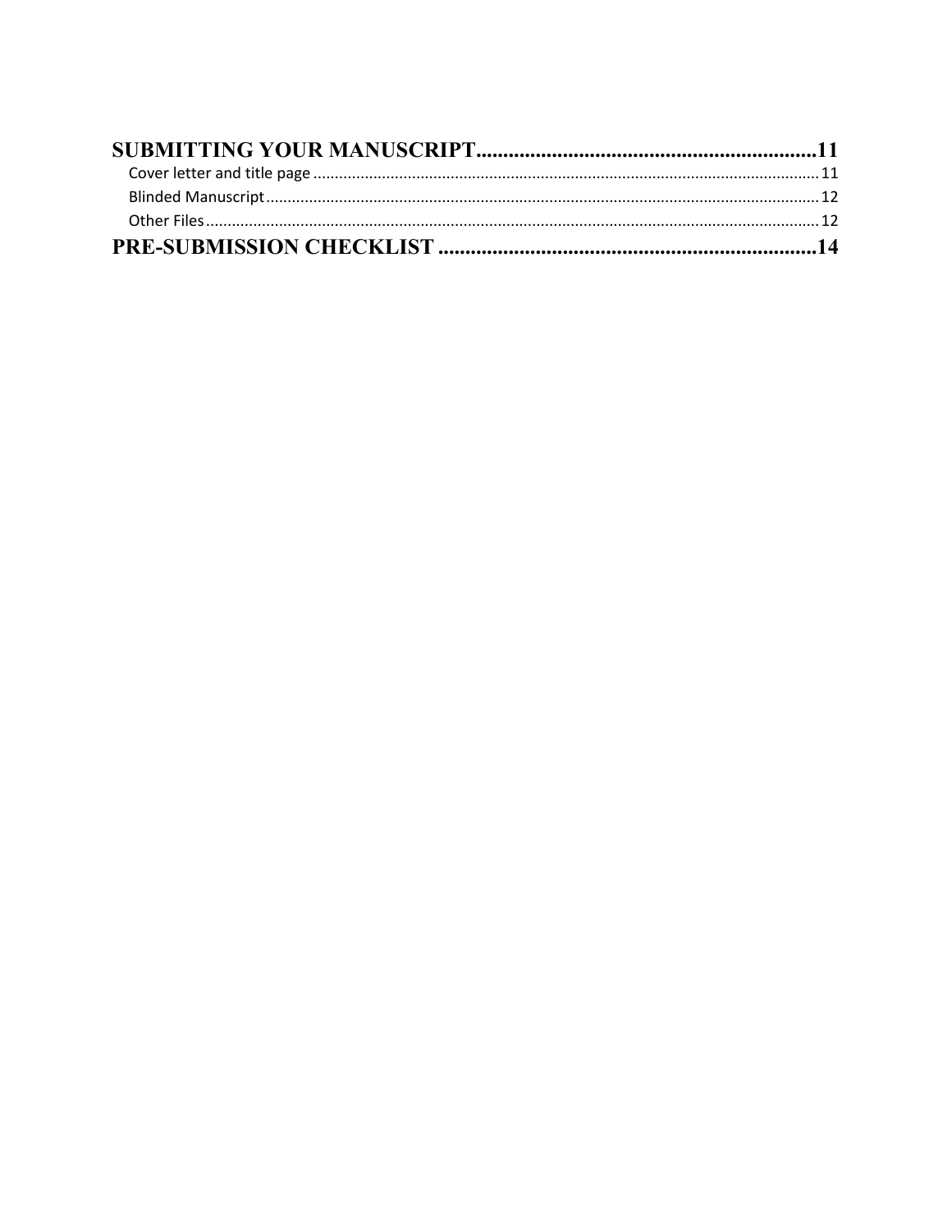**SUBMITTING YOUR MANUSCRIPT** .......... 11

- Cover letter and title page .......... 11
- Blinded Manuscript .......... 12
- Other Files .......... 12

**PRE-SUBMISSION CHECKLIST** .......... 14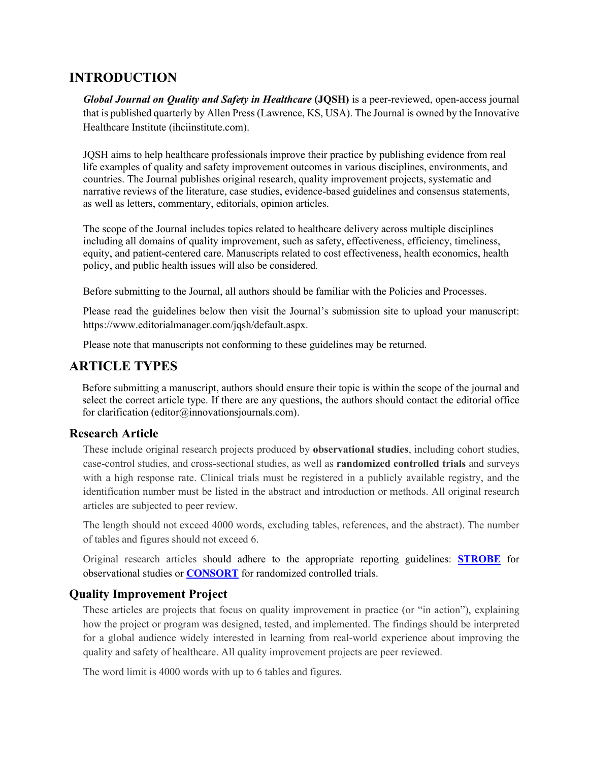# INTRODUCTION

***Global Journal on Quality and Safety in Healthcare*** **(JQSH)** is a peer-reviewed, open-access journal that is published quarterly by Allen Press (Lawrence, KS, USA). The Journal is owned by the Innovative Healthcare Institute (ihciinstitute.com).

JQSH aims to help healthcare professionals improve their practice by publishing evidence from real life examples of quality and safety improvement outcomes in various disciplines, environments, and countries. The Journal publishes original research, quality improvement projects, systematic and narrative reviews of the literature, case studies, evidence-based guidelines and consensus statements, as well as letters, commentary, editorials, opinion articles.

The scope of the Journal includes topics related to healthcare delivery across multiple disciplines including all domains of quality improvement, such as safety, effectiveness, efficiency, timeliness, equity, and patient-centered care. Manuscripts related to cost effectiveness, health economics, health policy, and public health issues will also be considered.

Before submitting to the Journal, all authors should be familiar with the Policies and Processes.

Please read the guidelines below then visit the Journal's submission site to upload your manuscript: https://www.editorialmanager.com/jqsh/default.aspx.

Please note that manuscripts not conforming to these guidelines may be returned.

# ARTICLE TYPES

Before submitting a manuscript, authors should ensure their topic is within the scope of the journal and select the correct article type. If there are any questions, the authors should contact the editorial office for clarification (editor@innovationsjournals.com).

## Research Article

These include original research projects produced by **observational studies**, including cohort studies, case-control studies, and cross-sectional studies, as well as **randomized controlled trials** and surveys with a high response rate. Clinical trials must be registered in a publicly available registry, and the identification number must be listed in the abstract and introduction or methods. All original research articles are subjected to peer review.

The length should not exceed 4000 words, excluding tables, references, and the abstract). The number of tables and figures should not exceed 6.

Original research articles should adhere to the appropriate reporting guidelines: **STROBE** for observational studies or **CONSORT** for randomized controlled trials.

## Quality Improvement Project

These articles are projects that focus on quality improvement in practice (or "in action"), explaining how the project or program was designed, tested, and implemented. The findings should be interpreted for a global audience widely interested in learning from real-world experience about improving the quality and safety of healthcare. All quality improvement projects are peer reviewed.

The word limit is 4000 words with up to 6 tables and figures.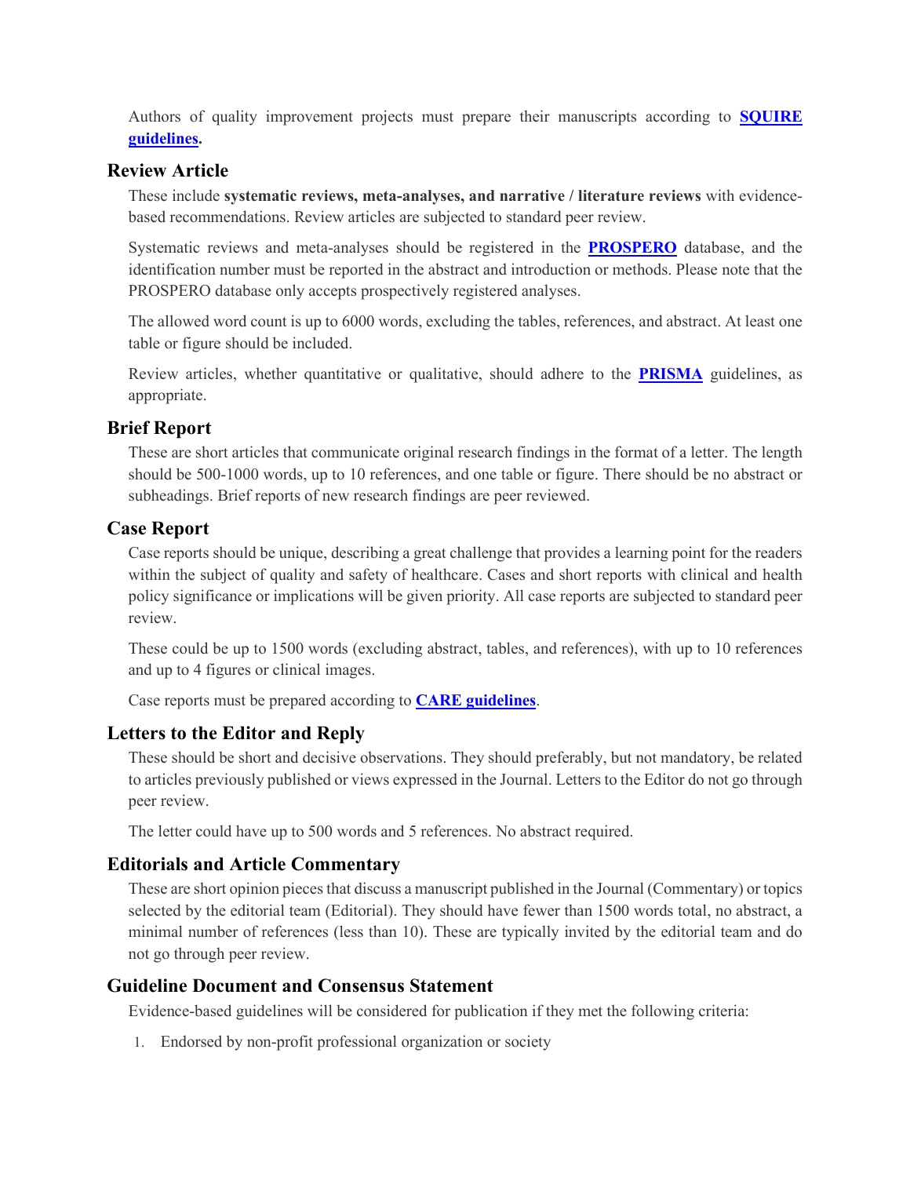Authors of quality improvement projects must prepare their manuscripts according to **SQUIRE guidelines.**

## Review Article

These include **systematic reviews, meta-analyses, and narrative / literature reviews** with evidence-based recommendations. Review articles are subjected to standard peer review.

Systematic reviews and meta-analyses should be registered in the **PROSPERO** database, and the identification number must be reported in the abstract and introduction or methods. Please note that the PROSPERO database only accepts prospectively registered analyses.

The allowed word count is up to 6000 words, excluding the tables, references, and abstract. At least one table or figure should be included.

Review articles, whether quantitative or qualitative, should adhere to the **PRISMA** guidelines, as appropriate.

## Brief Report

These are short articles that communicate original research findings in the format of a letter. The length should be 500-1000 words, up to 10 references, and one table or figure. There should be no abstract or subheadings. Brief reports of new research findings are peer reviewed.

## Case Report

Case reports should be unique, describing a great challenge that provides a learning point for the readers within the subject of quality and safety of healthcare. Cases and short reports with clinical and health policy significance or implications will be given priority. All case reports are subjected to standard peer review.

These could be up to 1500 words (excluding abstract, tables, and references), with up to 10 references and up to 4 figures or clinical images.

Case reports must be prepared according to **CARE guidelines**.

## Letters to the Editor and Reply

These should be short and decisive observations. They should preferably, but not mandatory, be related to articles previously published or views expressed in the Journal. Letters to the Editor do not go through peer review.

The letter could have up to 500 words and 5 references. No abstract required.

## Editorials and Article Commentary

These are short opinion pieces that discuss a manuscript published in the Journal (Commentary) or topics selected by the editorial team (Editorial). They should have fewer than 1500 words total, no abstract, a minimal number of references (less than 10). These are typically invited by the editorial team and do not go through peer review.

## Guideline Document and Consensus Statement

Evidence-based guidelines will be considered for publication if they met the following criteria:

1. Endorsed by non-profit professional organization or society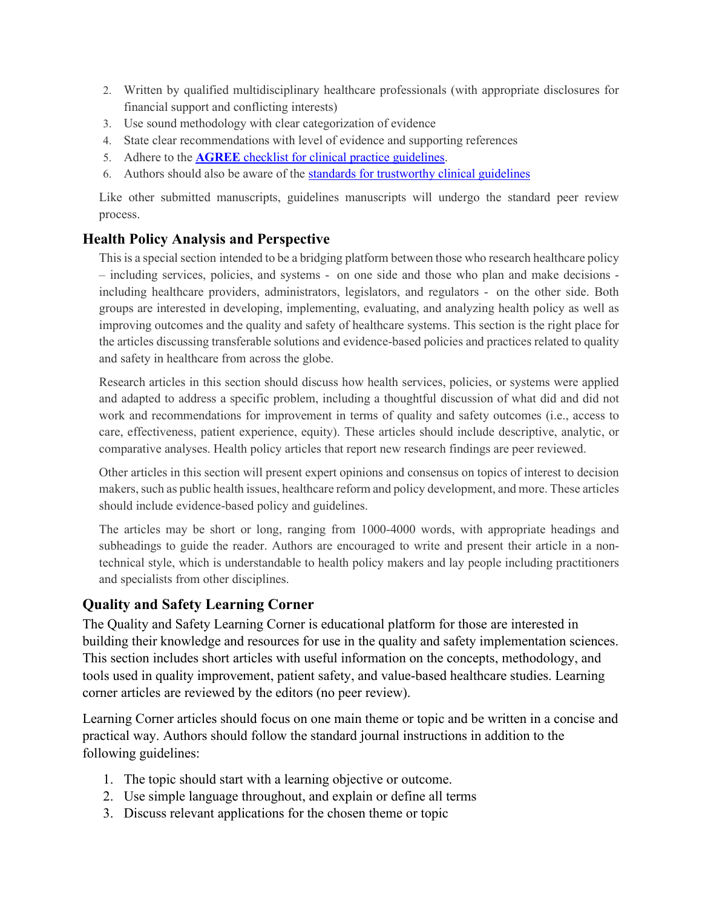2. Written by qualified multidisciplinary healthcare professionals (with appropriate disclosures for financial support and conflicting interests)
3. Use sound methodology with clear categorization of evidence
4. State clear recommendations with level of evidence and supporting references
5. Adhere to the **AGREE** checklist for clinical practice guidelines.
6. Authors should also be aware of the standards for trustworthy clinical guidelines

Like other submitted manuscripts, guidelines manuscripts will undergo the standard peer review process.

## Health Policy Analysis and Perspective

This is a special section intended to be a bridging platform between those who research healthcare policy – including services, policies, and systems - on one side and those who plan and make decisions - including healthcare providers, administrators, legislators, and regulators - on the other side. Both groups are interested in developing, implementing, evaluating, and analyzing health policy as well as improving outcomes and the quality and safety of healthcare systems. This section is the right place for the articles discussing transferable solutions and evidence-based policies and practices related to quality and safety in healthcare from across the globe.

Research articles in this section should discuss how health services, policies, or systems were applied and adapted to address a specific problem, including a thoughtful discussion of what did and did not work and recommendations for improvement in terms of quality and safety outcomes (i.e., access to care, effectiveness, patient experience, equity). These articles should include descriptive, analytic, or comparative analyses. Health policy articles that report new research findings are peer reviewed.

Other articles in this section will present expert opinions and consensus on topics of interest to decision makers, such as public health issues, healthcare reform and policy development, and more. These articles should include evidence-based policy and guidelines.

The articles may be short or long, ranging from 1000-4000 words, with appropriate headings and subheadings to guide the reader. Authors are encouraged to write and present their article in a non-technical style, which is understandable to health policy makers and lay people including practitioners and specialists from other disciplines.

## Quality and Safety Learning Corner

The Quality and Safety Learning Corner is educational platform for those are interested in building their knowledge and resources for use in the quality and safety implementation sciences. This section includes short articles with useful information on the concepts, methodology, and tools used in quality improvement, patient safety, and value-based healthcare studies. Learning corner articles are reviewed by the editors (no peer review).

Learning Corner articles should focus on one main theme or topic and be written in a concise and practical way. Authors should follow the standard journal instructions in addition to the following guidelines:

1. The topic should start with a learning objective or outcome.
2. Use simple language throughout, and explain or define all terms
3. Discuss relevant applications for the chosen theme or topic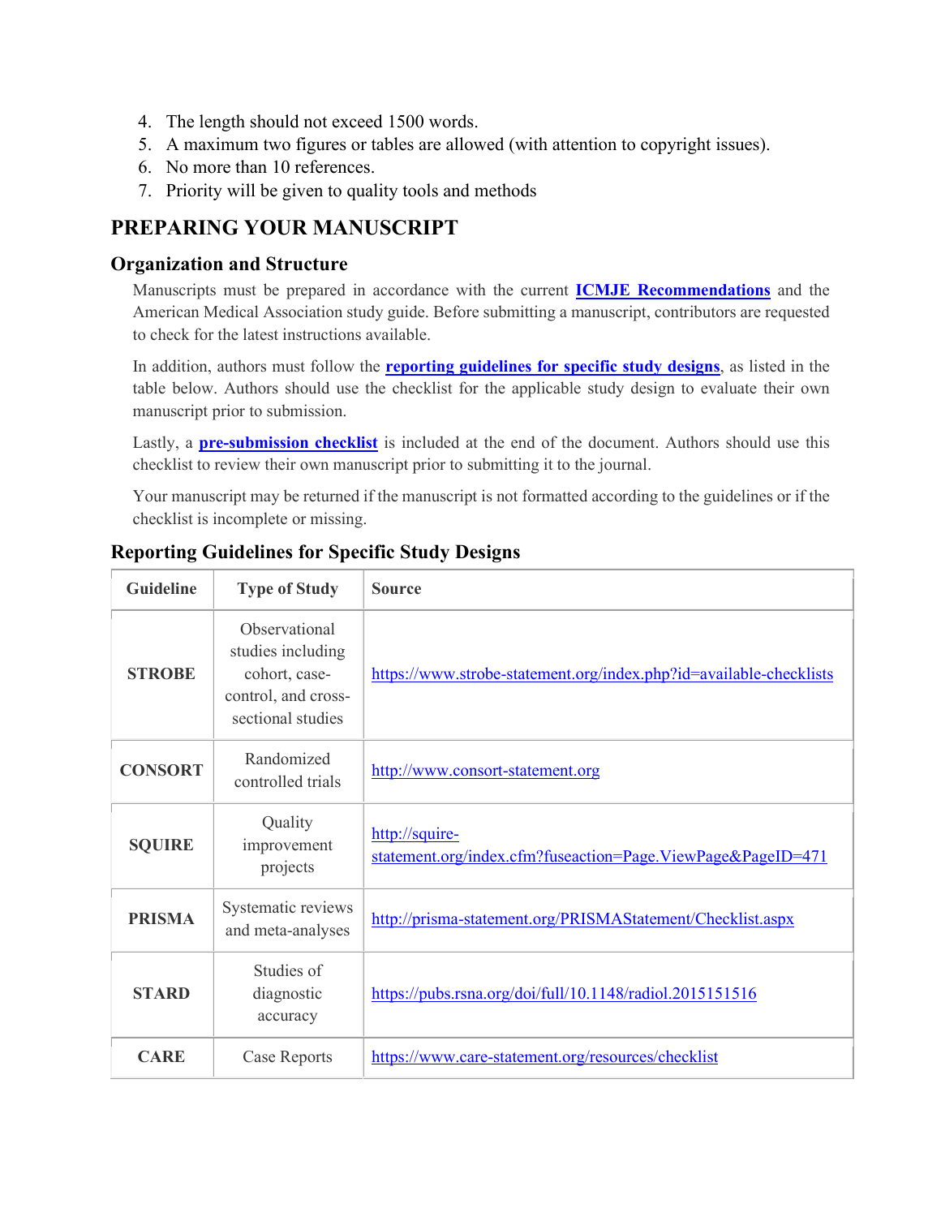4. The length should not exceed 1500 words.
5. A maximum two figures or tables are allowed (with attention to copyright issues).
6. No more than 10 references.
7. Priority will be given to quality tools and methods

## PREPARING YOUR MANUSCRIPT

### Organization and Structure

Manuscripts must be prepared in accordance with the current **ICMJE Recommendations** and the American Medical Association study guide. Before submitting a manuscript, contributors are requested to check for the latest instructions available.

In addition, authors must follow the **reporting guidelines for specific study designs**, as listed in the table below. Authors should use the checklist for the applicable study design to evaluate their own manuscript prior to submission.

Lastly, a **pre-submission checklist** is included at the end of the document. Authors should use this checklist to review their own manuscript prior to submitting it to the journal.

Your manuscript may be returned if the manuscript is not formatted according to the guidelines or if the checklist is incomplete or missing.

### Reporting Guidelines for Specific Study Designs

| Guideline | Type of Study | Source |
|---|---|---|
| **STROBE** | Observational studies including cohort, case-control, and cross-sectional studies | https://www.strobe-statement.org/index.php?id=available-checklists |
| **CONSORT** | Randomized controlled trials | http://www.consort-statement.org |
| **SQUIRE** | Quality improvement projects | http://squire-statement.org/index.cfm?fuseaction=Page.ViewPage&PageID=471 |
| **PRISMA** | Systematic reviews and meta-analyses | http://prisma-statement.org/PRISMAStatement/Checklist.aspx |
| **STARD** | Studies of diagnostic accuracy | https://pubs.rsna.org/doi/full/10.1148/radiol.2015151516 |
| **CARE** | Case Reports | https://www.care-statement.org/resources/checklist |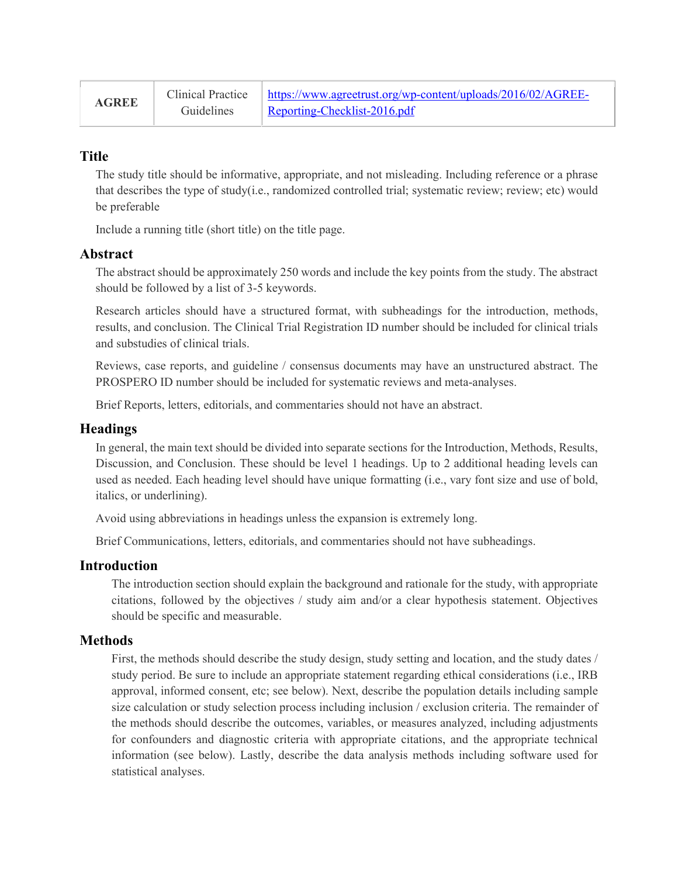| | | |
|---|---|---|
| **AGREE** | Clinical Practice Guidelines | https://www.agreetrust.org/wp-content/uploads/2016/02/AGREE-Reporting-Checklist-2016.pdf |

## Title

The study title should be informative, appropriate, and not misleading. Including reference or a phrase that describes the type of study(i.e., randomized controlled trial; systematic review; review; etc) would be preferable

Include a running title (short title) on the title page.

## Abstract

The abstract should be approximately 250 words and include the key points from the study. The abstract should be followed by a list of 3-5 keywords.

Research articles should have a structured format, with subheadings for the introduction, methods, results, and conclusion. The Clinical Trial Registration ID number should be included for clinical trials and substudies of clinical trials.

Reviews, case reports, and guideline / consensus documents may have an unstructured abstract. The PROSPERO ID number should be included for systematic reviews and meta-analyses.

Brief Reports, letters, editorials, and commentaries should not have an abstract.

## Headings

In general, the main text should be divided into separate sections for the Introduction, Methods, Results, Discussion, and Conclusion. These should be level 1 headings. Up to 2 additional heading levels can used as needed. Each heading level should have unique formatting (i.e., vary font size and use of bold, italics, or underlining).

Avoid using abbreviations in headings unless the expansion is extremely long.

Brief Communications, letters, editorials, and commentaries should not have subheadings.

## Introduction

The introduction section should explain the background and rationale for the study, with appropriate citations, followed by the objectives / study aim and/or a clear hypothesis statement. Objectives should be specific and measurable.

## Methods

First, the methods should describe the study design, study setting and location, and the study dates / study period. Be sure to include an appropriate statement regarding ethical considerations (i.e., IRB approval, informed consent, etc; see below). Next, describe the population details including sample size calculation or study selection process including inclusion / exclusion criteria. The remainder of the methods should describe the outcomes, variables, or measures analyzed, including adjustments for confounders and diagnostic criteria with appropriate citations, and the appropriate technical information (see below). Lastly, describe the data analysis methods including software used for statistical analyses.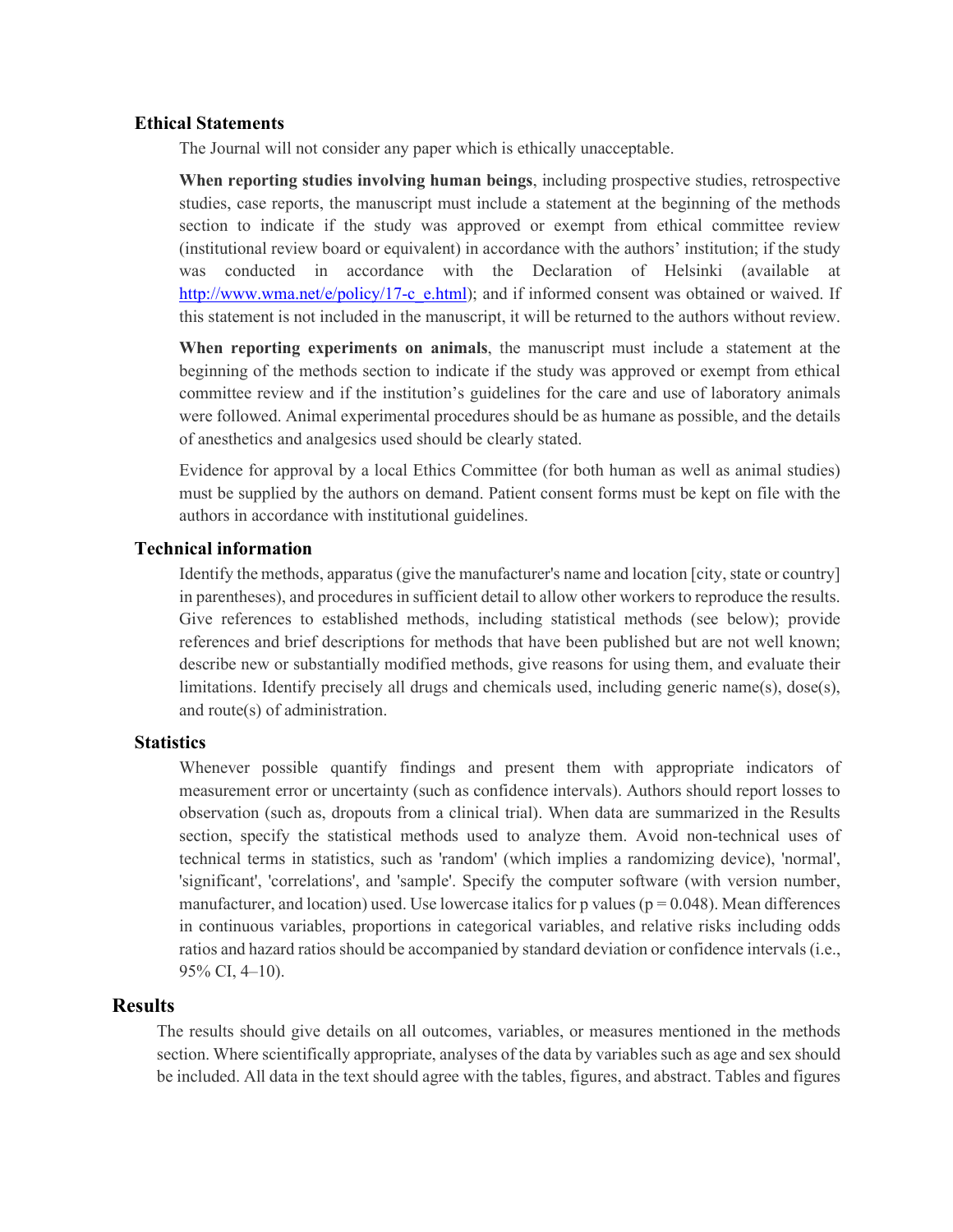### Ethical Statements

The Journal will not consider any paper which is ethically unacceptable.

**When reporting studies involving human beings**, including prospective studies, retrospective studies, case reports, the manuscript must include a statement at the beginning of the methods section to indicate if the study was approved or exempt from ethical committee review (institutional review board or equivalent) in accordance with the authors' institution; if the study was conducted in accordance with the Declaration of Helsinki (available at http://www.wma.net/e/policy/17-c_e.html); and if informed consent was obtained or waived. If this statement is not included in the manuscript, it will be returned to the authors without review.

**When reporting experiments on animals**, the manuscript must include a statement at the beginning of the methods section to indicate if the study was approved or exempt from ethical committee review and if the institution's guidelines for the care and use of laboratory animals were followed. Animal experimental procedures should be as humane as possible, and the details of anesthetics and analgesics used should be clearly stated.

Evidence for approval by a local Ethics Committee (for both human as well as animal studies) must be supplied by the authors on demand. Patient consent forms must be kept on file with the authors in accordance with institutional guidelines.

### Technical information

Identify the methods, apparatus (give the manufacturer's name and location [city, state or country] in parentheses), and procedures in sufficient detail to allow other workers to reproduce the results. Give references to established methods, including statistical methods (see below); provide references and brief descriptions for methods that have been published but are not well known; describe new or substantially modified methods, give reasons for using them, and evaluate their limitations. Identify precisely all drugs and chemicals used, including generic name(s), dose(s), and route(s) of administration.

### Statistics

Whenever possible quantify findings and present them with appropriate indicators of measurement error or uncertainty (such as confidence intervals). Authors should report losses to observation (such as, dropouts from a clinical trial). When data are summarized in the Results section, specify the statistical methods used to analyze them. Avoid non-technical uses of technical terms in statistics, such as 'random' (which implies a randomizing device), 'normal', 'significant', 'correlations', and 'sample'. Specify the computer software (with version number, manufacturer, and location) used. Use lowercase italics for p values ($p = 0.048$). Mean differences in continuous variables, proportions in categorical variables, and relative risks including odds ratios and hazard ratios should be accompanied by standard deviation or confidence intervals (i.e., 95% CI, 4–10).

## Results

The results should give details on all outcomes, variables, or measures mentioned in the methods section. Where scientifically appropriate, analyses of the data by variables such as age and sex should be included. All data in the text should agree with the tables, figures, and abstract. Tables and figures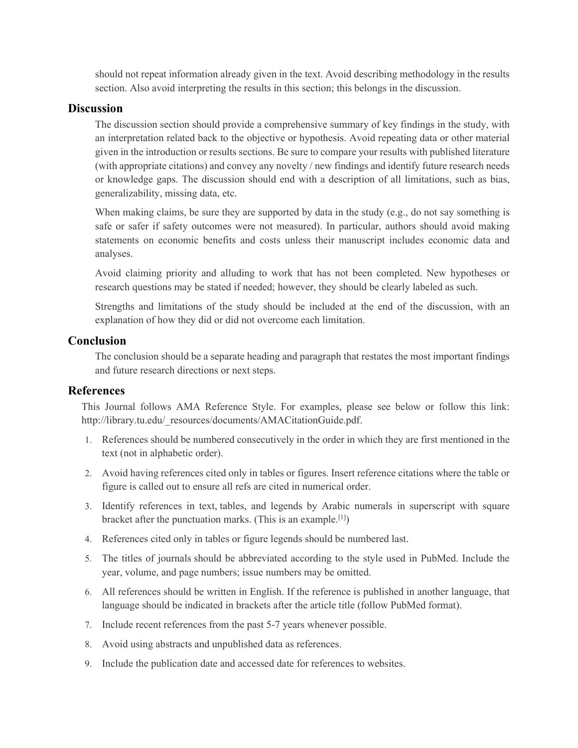should not repeat information already given in the text. Avoid describing methodology in the results section. Also avoid interpreting the results in this section; this belongs in the discussion.

## Discussion

The discussion section should provide a comprehensive summary of key findings in the study, with an interpretation related back to the objective or hypothesis. Avoid repeating data or other material given in the introduction or results sections. Be sure to compare your results with published literature (with appropriate citations) and convey any novelty / new findings and identify future research needs or knowledge gaps. The discussion should end with a description of all limitations, such as bias, generalizability, missing data, etc.

When making claims, be sure they are supported by data in the study (e.g., do not say something is safe or safer if safety outcomes were not measured). In particular, authors should avoid making statements on economic benefits and costs unless their manuscript includes economic data and analyses.

Avoid claiming priority and alluding to work that has not been completed. New hypotheses or research questions may be stated if needed; however, they should be clearly labeled as such.

Strengths and limitations of the study should be included at the end of the discussion, with an explanation of how they did or did not overcome each limitation.

## Conclusion

The conclusion should be a separate heading and paragraph that restates the most important findings and future research directions or next steps.

## References

This Journal follows AMA Reference Style. For examples, please see below or follow this link: http://library.tu.edu/_resources/documents/AMACitationGuide.pdf.

1. References should be numbered consecutively in the order in which they are first mentioned in the text (not in alphabetic order).
2. Avoid having references cited only in tables or figures. Insert reference citations where the table or figure is called out to ensure all refs are cited in numerical order.
3. Identify references in text, tables, and legends by Arabic numerals in superscript with square bracket after the punctuation marks. (This is an example.[1])
4. References cited only in tables or figure legends should be numbered last.
5. The titles of journals should be abbreviated according to the style used in PubMed. Include the year, volume, and page numbers; issue numbers may be omitted.
6. All references should be written in English. If the reference is published in another language, that language should be indicated in brackets after the article title (follow PubMed format).
7. Include recent references from the past 5-7 years whenever possible.
8. Avoid using abstracts and unpublished data as references.
9. Include the publication date and accessed date for references to websites.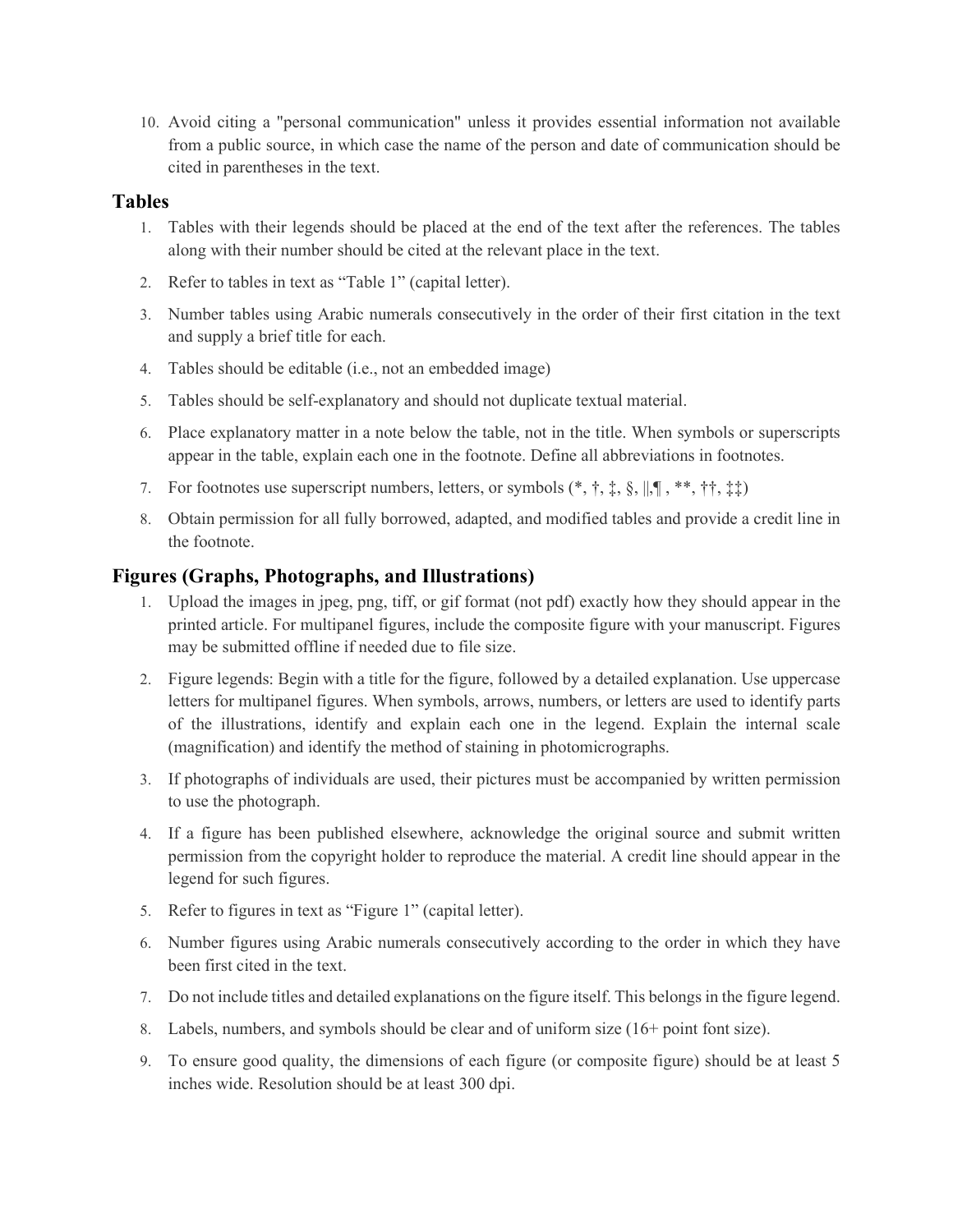10. Avoid citing a "personal communication" unless it provides essential information not available from a public source, in which case the name of the person and date of communication should be cited in parentheses in the text.

## Tables

1. Tables with their legends should be placed at the end of the text after the references. The tables along with their number should be cited at the relevant place in the text.
2. Refer to tables in text as "Table 1" (capital letter).
3. Number tables using Arabic numerals consecutively in the order of their first citation in the text and supply a brief title for each.
4. Tables should be editable (i.e., not an embedded image)
5. Tables should be self-explanatory and should not duplicate textual material.
6. Place explanatory matter in a note below the table, not in the title. When symbols or superscripts appear in the table, explain each one in the footnote. Define all abbreviations in footnotes.
7. For footnotes use superscript numbers, letters, or symbols (*, †, ‡, §, ||,¶ , **, ††, ‡‡)
8. Obtain permission for all fully borrowed, adapted, and modified tables and provide a credit line in the footnote.

## Figures (Graphs, Photographs, and Illustrations)

1. Upload the images in jpeg, png, tiff, or gif format (not pdf) exactly how they should appear in the printed article. For multipanel figures, include the composite figure with your manuscript. Figures may be submitted offline if needed due to file size.
2. Figure legends: Begin with a title for the figure, followed by a detailed explanation. Use uppercase letters for multipanel figures. When symbols, arrows, numbers, or letters are used to identify parts of the illustrations, identify and explain each one in the legend. Explain the internal scale (magnification) and identify the method of staining in photomicrographs.
3. If photographs of individuals are used, their pictures must be accompanied by written permission to use the photograph.
4. If a figure has been published elsewhere, acknowledge the original source and submit written permission from the copyright holder to reproduce the material. A credit line should appear in the legend for such figures.
5. Refer to figures in text as "Figure 1" (capital letter).
6. Number figures using Arabic numerals consecutively according to the order in which they have been first cited in the text.
7. Do not include titles and detailed explanations on the figure itself. This belongs in the figure legend.
8. Labels, numbers, and symbols should be clear and of uniform size (16+ point font size).
9. To ensure good quality, the dimensions of each figure (or composite figure) should be at least 5 inches wide. Resolution should be at least 300 dpi.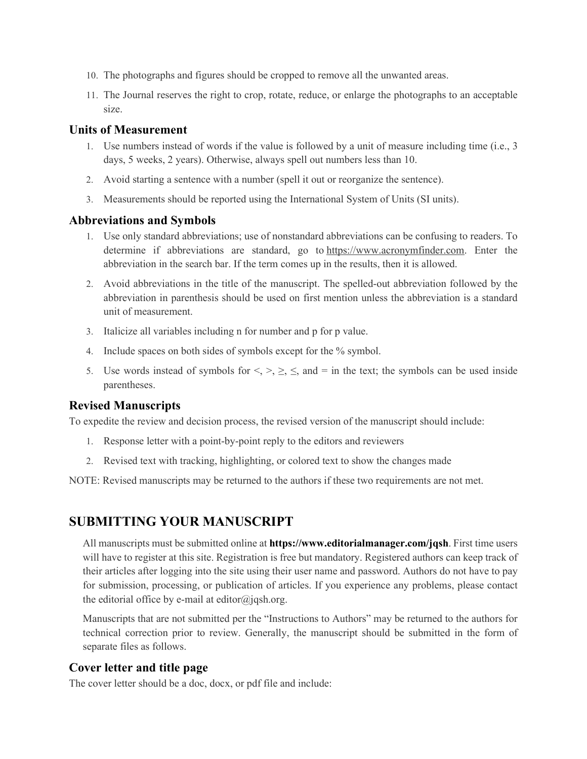10. The photographs and figures should be cropped to remove all the unwanted areas.
11. The Journal reserves the right to crop, rotate, reduce, or enlarge the photographs to an acceptable size.

### Units of Measurement

1. Use numbers instead of words if the value is followed by a unit of measure including time (i.e., 3 days, 5 weeks, 2 years). Otherwise, always spell out numbers less than 10.
2. Avoid starting a sentence with a number (spell it out or reorganize the sentence).
3. Measurements should be reported using the International System of Units (SI units).

### Abbreviations and Symbols

1. Use only standard abbreviations; use of nonstandard abbreviations can be confusing to readers. To determine if abbreviations are standard, go to https://www.acronymfinder.com. Enter the abbreviation in the search bar. If the term comes up in the results, then it is allowed.
2. Avoid abbreviations in the title of the manuscript. The spelled-out abbreviation followed by the abbreviation in parenthesis should be used on first mention unless the abbreviation is a standard unit of measurement.
3. Italicize all variables including n for number and p for p value.
4. Include spaces on both sides of symbols except for the % symbol.
5. Use words instead of symbols for <, >, ≥, ≤, and = in the text; the symbols can be used inside parentheses.

### Revised Manuscripts

To expedite the review and decision process, the revised version of the manuscript should include:

1. Response letter with a point-by-point reply to the editors and reviewers
2. Revised text with tracking, highlighting, or colored text to show the changes made

NOTE: Revised manuscripts may be returned to the authors if these two requirements are not met.

## SUBMITTING YOUR MANUSCRIPT

All manuscripts must be submitted online at **https://www.editorialmanager.com/jqsh**. First time users will have to register at this site. Registration is free but mandatory. Registered authors can keep track of their articles after logging into the site using their user name and password. Authors do not have to pay for submission, processing, or publication of articles. If you experience any problems, please contact the editorial office by e-mail at editor@jqsh.org.

Manuscripts that are not submitted per the "Instructions to Authors" may be returned to the authors for technical correction prior to review. Generally, the manuscript should be submitted in the form of separate files as follows.

### Cover letter and title page

The cover letter should be a doc, docx, or pdf file and include: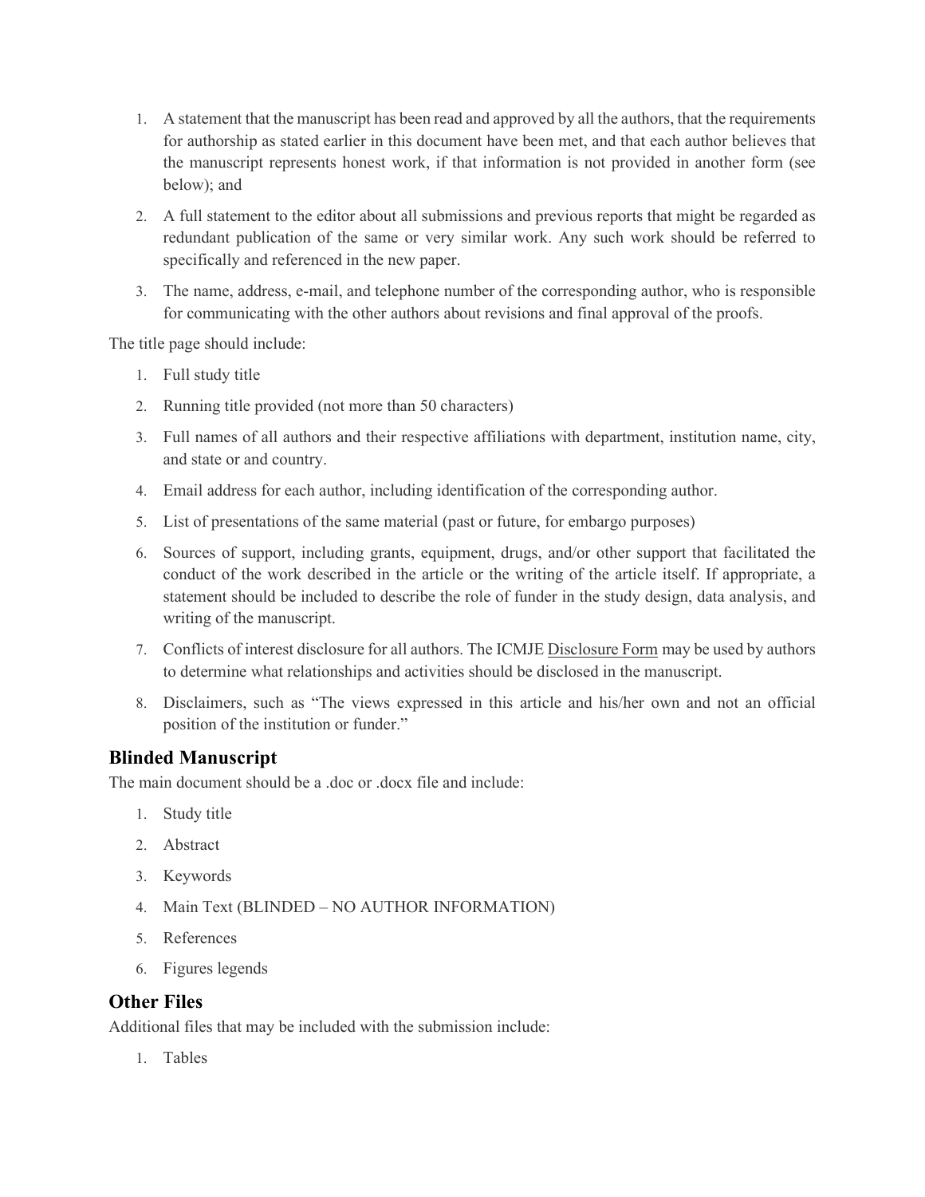1. A statement that the manuscript has been read and approved by all the authors, that the requirements for authorship as stated earlier in this document have been met, and that each author believes that the manuscript represents honest work, if that information is not provided in another form (see below); and
2. A full statement to the editor about all submissions and previous reports that might be regarded as redundant publication of the same or very similar work. Any such work should be referred to specifically and referenced in the new paper.
3. The name, address, e-mail, and telephone number of the corresponding author, who is responsible for communicating with the other authors about revisions and final approval of the proofs.

The title page should include:

1. Full study title
2. Running title provided (not more than 50 characters)
3. Full names of all authors and their respective affiliations with department, institution name, city, and state or and country.
4. Email address for each author, including identification of the corresponding author.
5. List of presentations of the same material (past or future, for embargo purposes)
6. Sources of support, including grants, equipment, drugs, and/or other support that facilitated the conduct of the work described in the article or the writing of the article itself. If appropriate, a statement should be included to describe the role of funder in the study design, data analysis, and writing of the manuscript.
7. Conflicts of interest disclosure for all authors. The ICMJE Disclosure Form may be used by authors to determine what relationships and activities should be disclosed in the manuscript.
8. Disclaimers, such as "The views expressed in this article and his/her own and not an official position of the institution or funder."

## Blinded Manuscript

The main document should be a .doc or .docx file and include:

1. Study title
2. Abstract
3. Keywords
4. Main Text (BLINDED – NO AUTHOR INFORMATION)
5. References
6. Figures legends

## Other Files

Additional files that may be included with the submission include:

1. Tables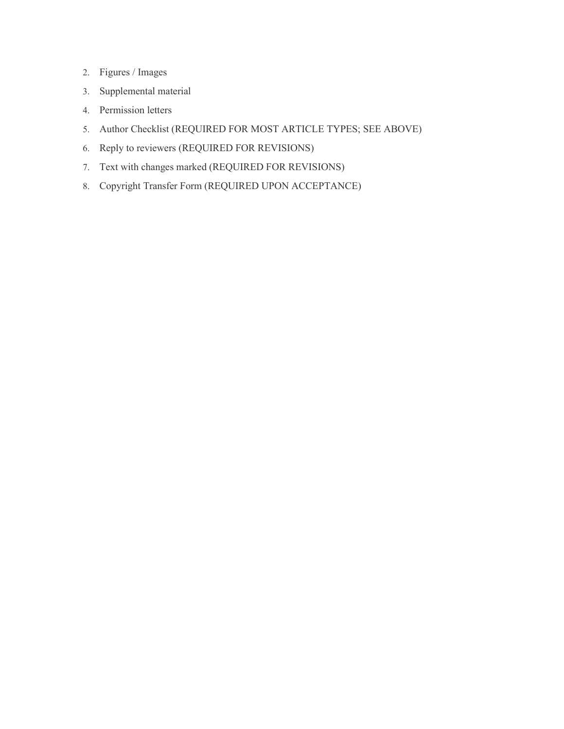2. Figures / Images
3. Supplemental material
4. Permission letters
5. Author Checklist (REQUIRED FOR MOST ARTICLE TYPES; SEE ABOVE)
6. Reply to reviewers (REQUIRED FOR REVISIONS)
7. Text with changes marked (REQUIRED FOR REVISIONS)
8. Copyright Transfer Form (REQUIRED UPON ACCEPTANCE)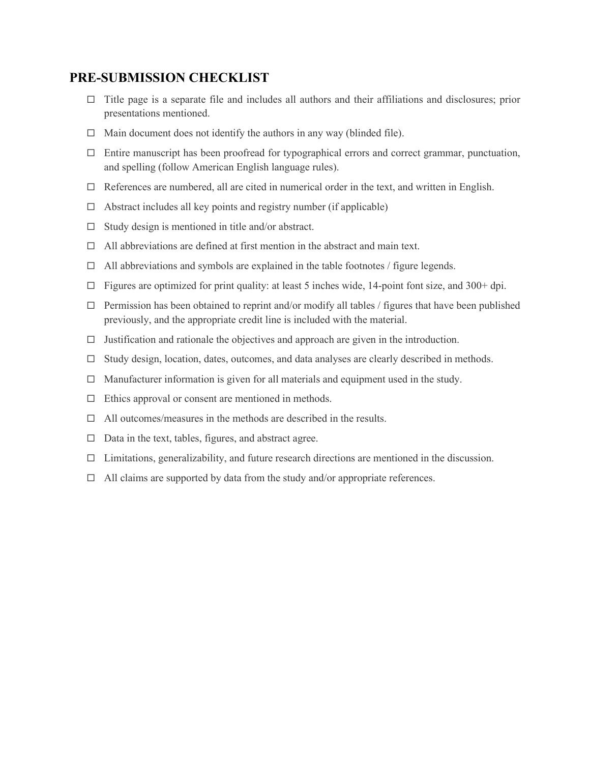## PRE-SUBMISSION CHECKLIST

- ☐ Title page is a separate file and includes all authors and their affiliations and disclosures; prior presentations mentioned.
- ☐ Main document does not identify the authors in any way (blinded file).
- ☐ Entire manuscript has been proofread for typographical errors and correct grammar, punctuation, and spelling (follow American English language rules).
- ☐ References are numbered, all are cited in numerical order in the text, and written in English.
- ☐ Abstract includes all key points and registry number (if applicable)
- ☐ Study design is mentioned in title and/or abstract.
- ☐ All abbreviations are defined at first mention in the abstract and main text.
- ☐ All abbreviations and symbols are explained in the table footnotes / figure legends.
- ☐ Figures are optimized for print quality: at least 5 inches wide, 14-point font size, and 300+ dpi.
- ☐ Permission has been obtained to reprint and/or modify all tables / figures that have been published previously, and the appropriate credit line is included with the material.
- ☐ Justification and rationale the objectives and approach are given in the introduction.
- ☐ Study design, location, dates, outcomes, and data analyses are clearly described in methods.
- ☐ Manufacturer information is given for all materials and equipment used in the study.
- ☐ Ethics approval or consent are mentioned in methods.
- ☐ All outcomes/measures in the methods are described in the results.
- ☐ Data in the text, tables, figures, and abstract agree.
- ☐ Limitations, generalizability, and future research directions are mentioned in the discussion.
- ☐ All claims are supported by data from the study and/or appropriate references.